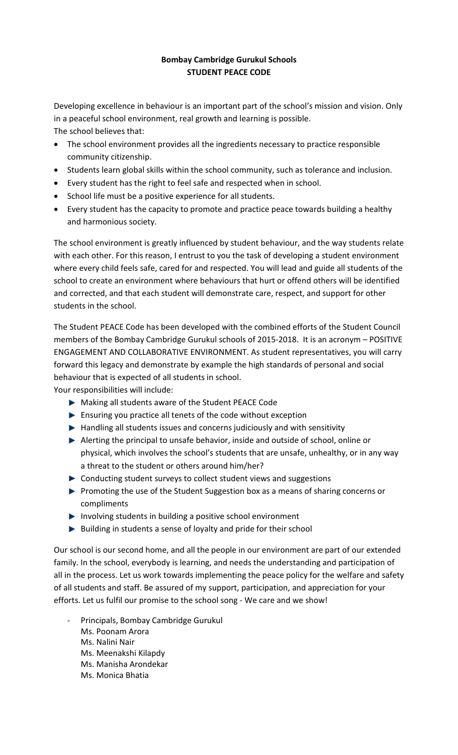**Bombay Cambridge Gurukul Schools**
**STUDENT PEACE CODE**

Developing excellence in behaviour is an important part of the school's mission and vision. Only in a peaceful school environment, real growth and learning is possible.
The school believes that:

- The school environment provides all the ingredients necessary to practice responsible community citizenship.
- Students learn global skills within the school community, such as tolerance and inclusion.
- Every student has the right to feel safe and respected when in school.
- School life must be a positive experience for all students.
- Every student has the capacity to promote and practice peace towards building a healthy and harmonious society.

The school environment is greatly influenced by student behaviour, and the way students relate with each other. For this reason, I entrust to you the task of developing a student environment where every child feels safe, cared for and respected. You will lead and guide all students of the school to create an environment where behaviours that hurt or offend others will be identified and corrected, and that each student will demonstrate care, respect, and support for other students in the school.

The Student PEACE Code has been developed with the combined efforts of the Student Council members of the Bombay Cambridge Gurukul schools of 2015-2018. It is an acronym – POSITIVE ENGAGEMENT AND COLLABORATIVE ENVIRONMENT. As student representatives, you will carry forward this legacy and demonstrate by example the high standards of personal and social behaviour that is expected of all students in school.
Your responsibilities will include:

- Making all students aware of the Student PEACE Code
- Ensuring you practice all tenets of the code without exception
- Handling all students issues and concerns judiciously and with sensitivity
- Alerting the principal to unsafe behavior, inside and outside of school, online or physical, which involves the school's students that are unsafe, unhealthy, or in any way a threat to the student or others around him/her?
- Conducting student surveys to collect student views and suggestions
- Promoting the use of the Student Suggestion box as a means of sharing concerns or compliments
- Involving students in building a positive school environment
- Building in students a sense of loyalty and pride for their school

Our school is our second home, and all the people in our environment are part of our extended family. In the school, everybody is learning, and needs the understanding and participation of all in the process. Let us work towards implementing the peace policy for the welfare and safety of all students and staff. Be assured of my support, participation, and appreciation for your efforts. Let us fulfil our promise to the school song - We care and we show!

- Principals, Bombay Cambridge Gurukul
  Ms. Poonam Arora
  Ms. Nalini Nair
  Ms. Meenakshi Kilapdy
  Ms. Manisha Arondekar
  Ms. Monica Bhatia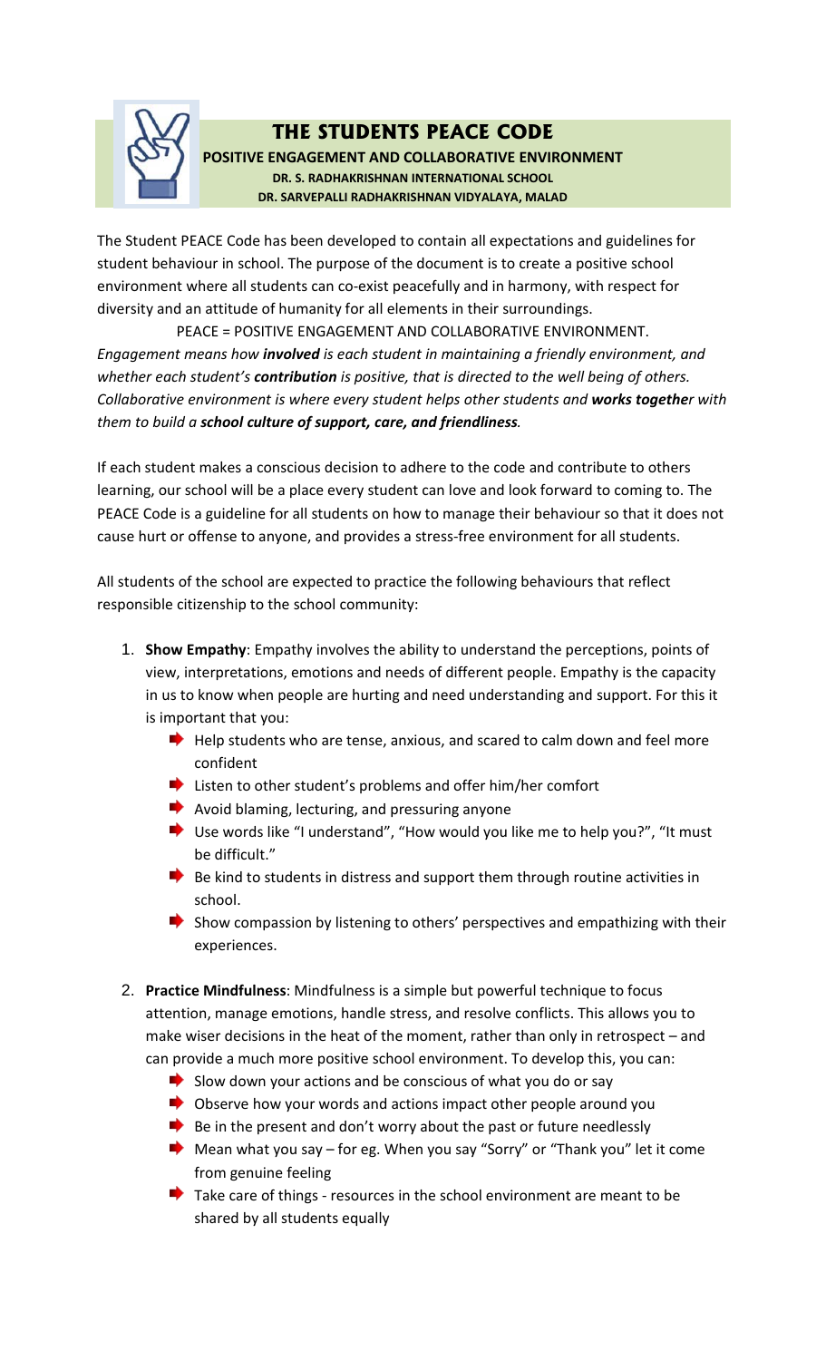# THE STUDENTS PEACE CODE

**POSITIVE ENGAGEMENT AND COLLABORATIVE ENVIRONMENT**

**DR. S. RADHAKRISHNAN INTERNATIONAL SCHOOL**

**DR. SARVEPALLI RADHAKRISHNAN VIDYALAYA, MALAD**

The Student PEACE Code has been developed to contain all expectations and guidelines for student behaviour in school. The purpose of the document is to create a positive school environment where all students can co-exist peacefully and in harmony, with respect for diversity and an attitude of humanity for all elements in their surroundings.

PEACE = POSITIVE ENGAGEMENT AND COLLABORATIVE ENVIRONMENT.

*Engagement means how **involved** is each student in maintaining a friendly environment, and whether each student's **contribution** is positive, that is directed to the well being of others. Collaborative environment is where every student helps other students and **works together** with them to build a **school culture of support, care, and friendliness**.*

If each student makes a conscious decision to adhere to the code and contribute to others learning, our school will be a place every student can love and look forward to coming to. The PEACE Code is a guideline for all students on how to manage their behaviour so that it does not cause hurt or offense to anyone, and provides a stress-free environment for all students.

All students of the school are expected to practice the following behaviours that reflect responsible citizenship to the school community:

1. **Show Empathy**: Empathy involves the ability to understand the perceptions, points of view, interpretations, emotions and needs of different people. Empathy is the capacity in us to know when people are hurting and need understanding and support. For this it is important that you:
   - Help students who are tense, anxious, and scared to calm down and feel more confident
   - Listen to other student's problems and offer him/her comfort
   - Avoid blaming, lecturing, and pressuring anyone
   - Use words like "I understand", "How would you like me to help you?", "It must be difficult."
   - Be kind to students in distress and support them through routine activities in school.
   - Show compassion by listening to others' perspectives and empathizing with their experiences.

2. **Practice Mindfulness**: Mindfulness is a simple but powerful technique to focus attention, manage emotions, handle stress, and resolve conflicts. This allows you to make wiser decisions in the heat of the moment, rather than only in retrospect – and can provide a much more positive school environment. To develop this, you can:
   - Slow down your actions and be conscious of what you do or say
   - Observe how your words and actions impact other people around you
   - Be in the present and don't worry about the past or future needlessly
   - Mean what you say – for eg. When you say "Sorry" or "Thank you" let it come from genuine feeling
   - Take care of things - resources in the school environment are meant to be shared by all students equally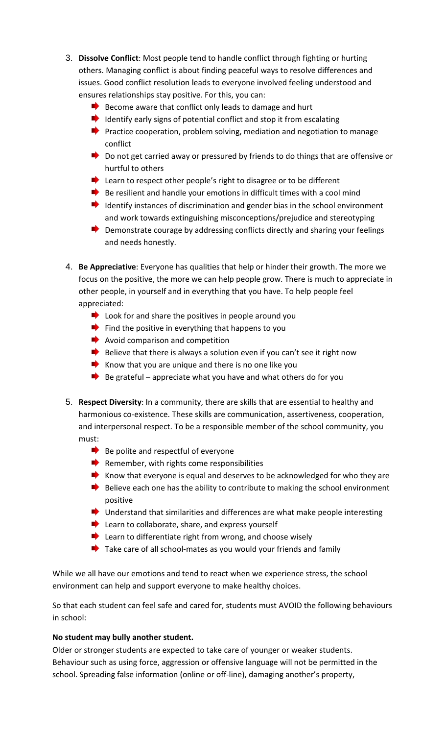3. **Dissolve Conflict**: Most people tend to handle conflict through fighting or hurting others. Managing conflict is about finding peaceful ways to resolve differences and issues. Good conflict resolution leads to everyone involved feeling understood and ensures relationships stay positive. For this, you can:
    - Become aware that conflict only leads to damage and hurt
    - Identify early signs of potential conflict and stop it from escalating
    - Practice cooperation, problem solving, mediation and negotiation to manage conflict
    - Do not get carried away or pressured by friends to do things that are offensive or hurtful to others
    - Learn to respect other people's right to disagree or to be different
    - Be resilient and handle your emotions in difficult times with a cool mind
    - Identify instances of discrimination and gender bias in the school environment and work towards extinguishing misconceptions/prejudice and stereotyping
    - Demonstrate courage by addressing conflicts directly and sharing your feelings and needs honestly.

4. **Be Appreciative**: Everyone has qualities that help or hinder their growth. The more we focus on the positive, the more we can help people grow. There is much to appreciate in other people, in yourself and in everything that you have. To help people feel appreciated:
    - Look for and share the positives in people around you
    - Find the positive in everything that happens to you
    - Avoid comparison and competition
    - Believe that there is always a solution even if you can't see it right now
    - Know that you are unique and there is no one like you
    - Be grateful – appreciate what you have and what others do for you

5. **Respect Diversity**: In a community, there are skills that are essential to healthy and harmonious co-existence. These skills are communication, assertiveness, cooperation, and interpersonal respect. To be a responsible member of the school community, you must:
    - Be polite and respectful of everyone
    - Remember, with rights come responsibilities
    - Know that everyone is equal and deserves to be acknowledged for who they are
    - Believe each one has the ability to contribute to making the school environment positive
    - Understand that similarities and differences are what make people interesting
    - Learn to collaborate, share, and express yourself
    - Learn to differentiate right from wrong, and choose wisely
    - Take care of all school-mates as you would your friends and family

While we all have our emotions and tend to react when we experience stress, the school environment can help and support everyone to make healthy choices.

So that each student can feel safe and cared for, students must AVOID the following behaviours in school:

**No student may bully another student.**

Older or stronger students are expected to take care of younger or weaker students. Behaviour such as using force, aggression or offensive language will not be permitted in the school. Spreading false information (online or off-line), damaging another's property,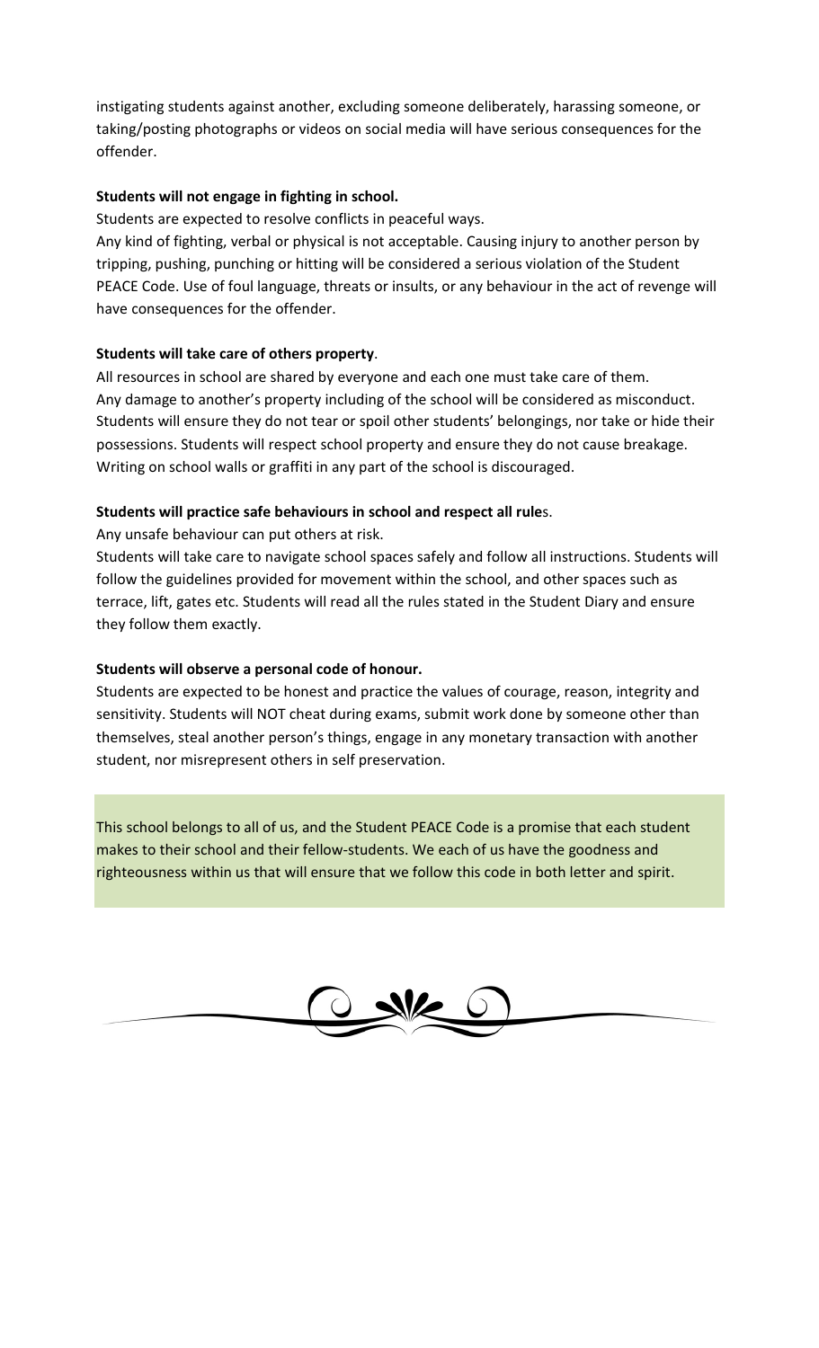instigating students against another, excluding someone deliberately, harassing someone, or taking/posting photographs or videos on social media will have serious consequences for the offender.

**Students will not engage in fighting in school.**

Students are expected to resolve conflicts in peaceful ways.

Any kind of fighting, verbal or physical is not acceptable. Causing injury to another person by tripping, pushing, punching or hitting will be considered a serious violation of the Student PEACE Code. Use of foul language, threats or insults, or any behaviour in the act of revenge will have consequences for the offender.

**Students will take care of others property**.

All resources in school are shared by everyone and each one must take care of them. Any damage to another's property including of the school will be considered as misconduct. Students will ensure they do not tear or spoil other students' belongings, nor take or hide their possessions. Students will respect school property and ensure they do not cause breakage. Writing on school walls or graffiti in any part of the school is discouraged.

**Students will practice safe behaviours in school and respect all rule**s.

Any unsafe behaviour can put others at risk.

Students will take care to navigate school spaces safely and follow all instructions. Students will follow the guidelines provided for movement within the school, and other spaces such as terrace, lift, gates etc. Students will read all the rules stated in the Student Diary and ensure they follow them exactly.

**Students will observe a personal code of honour.**

Students are expected to be honest and practice the values of courage, reason, integrity and sensitivity. Students will NOT cheat during exams, submit work done by someone other than themselves, steal another person's things, engage in any monetary transaction with another student, nor misrepresent others in self preservation.

This school belongs to all of us, and the Student PEACE Code is a promise that each student makes to their school and their fellow-students. We each of us have the goodness and righteousness within us that will ensure that we follow this code in both letter and spirit.